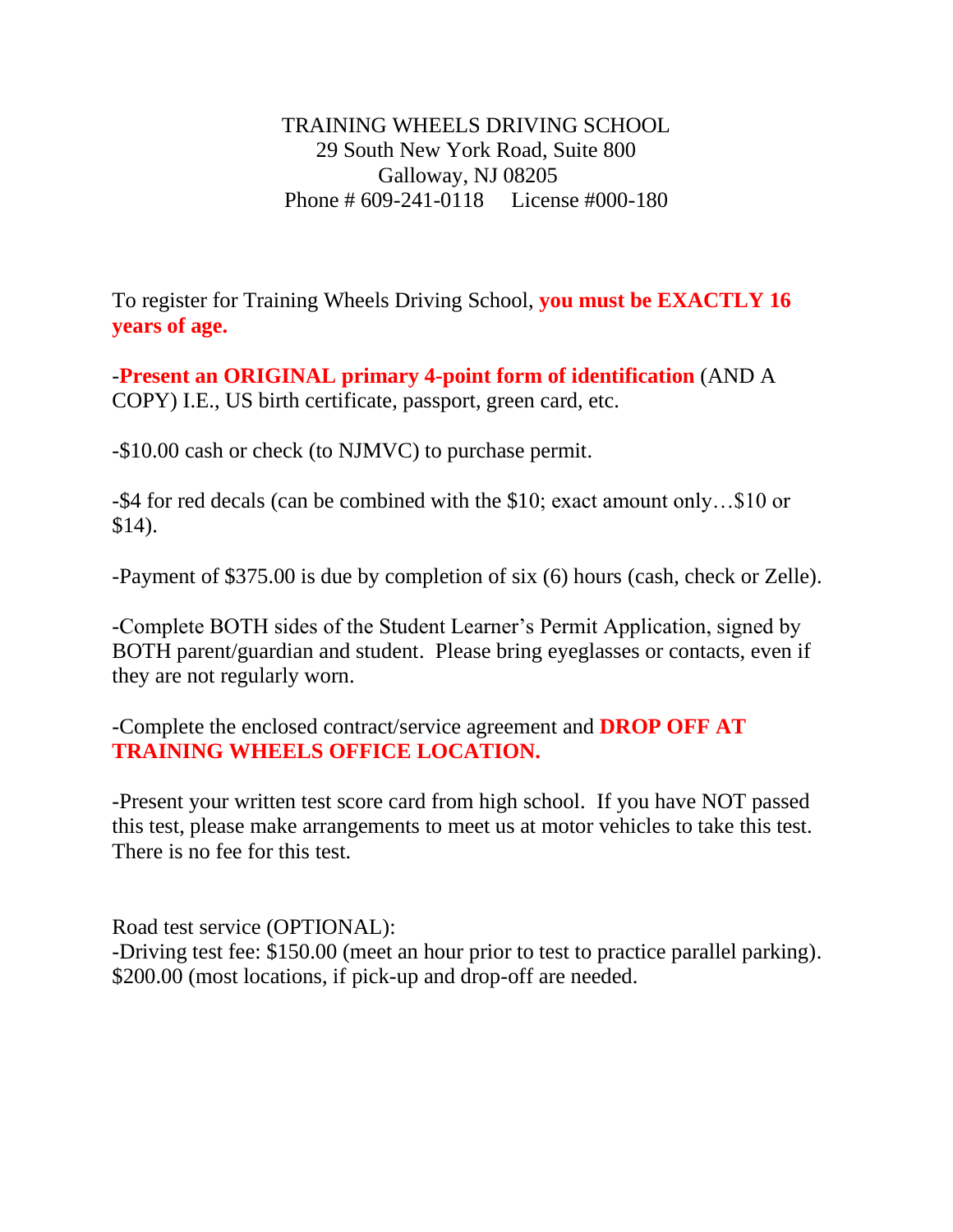TRAINING WHEELS DRIVING SCHOOL
29 South New York Road, Suite 800
Galloway, NJ 08205
Phone # 609-241-0118 License #000-180

To register for Training Wheels Driving School, **you must be EXACTLY 16 years of age.**

-**Present an ORIGINAL primary 4-point form of identification** (AND A COPY) I.E., US birth certificate, passport, green card, etc.

-$10.00 cash or check (to NJMVC) to purchase permit.

-$4 for red decals (can be combined with the $10; exact amount only…$10 or $14).

-Payment of $375.00 is due by completion of six (6) hours (cash, check or Zelle).

-Complete BOTH sides of the Student Learner's Permit Application, signed by BOTH parent/guardian and student. Please bring eyeglasses or contacts, even if they are not regularly worn.

-Complete the enclosed contract/service agreement and **DROP OFF AT TRAINING WHEELS OFFICE LOCATION.**

-Present your written test score card from high school. If you have NOT passed this test, please make arrangements to meet us at motor vehicles to take this test. There is no fee for this test.

Road test service (OPTIONAL):
-Driving test fee: $150.00 (meet an hour prior to test to practice parallel parking). $200.00 (most locations, if pick-up and drop-off are needed.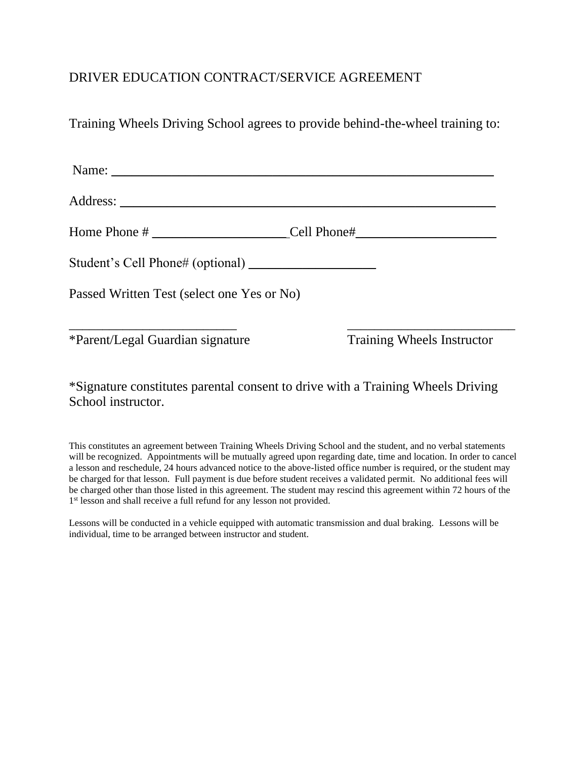# DRIVER EDUCATION CONTRACT/SERVICE AGREEMENT

Training Wheels Driving School agrees to provide behind-the-wheel training to:

Name: ____________________________________________

Address: __________________________________________

Home Phone # ____________________ Cell Phone# ____________________

Student's Cell Phone# (optional) ___________________

Passed Written Test (select one Yes or No)

_________________________ _________________________

*Parent/Legal Guardian signature Training Wheels Instructor

*Signature constitutes parental consent to drive with a Training Wheels Driving School instructor.

This constitutes an agreement between Training Wheels Driving School and the student, and no verbal statements will be recognized. Appointments will be mutually agreed upon regarding date, time and location. In order to cancel a lesson and reschedule, 24 hours advanced notice to the above-listed office number is required, or the student may be charged for that lesson. Full payment is due before student receives a validated permit. No additional fees will be charged other than those listed in this agreement. The student may rescind this agreement within 72 hours of the 1st lesson and shall receive a full refund for any lesson not provided.

Lessons will be conducted in a vehicle equipped with automatic transmission and dual braking. Lessons will be individual, time to be arranged between instructor and student.